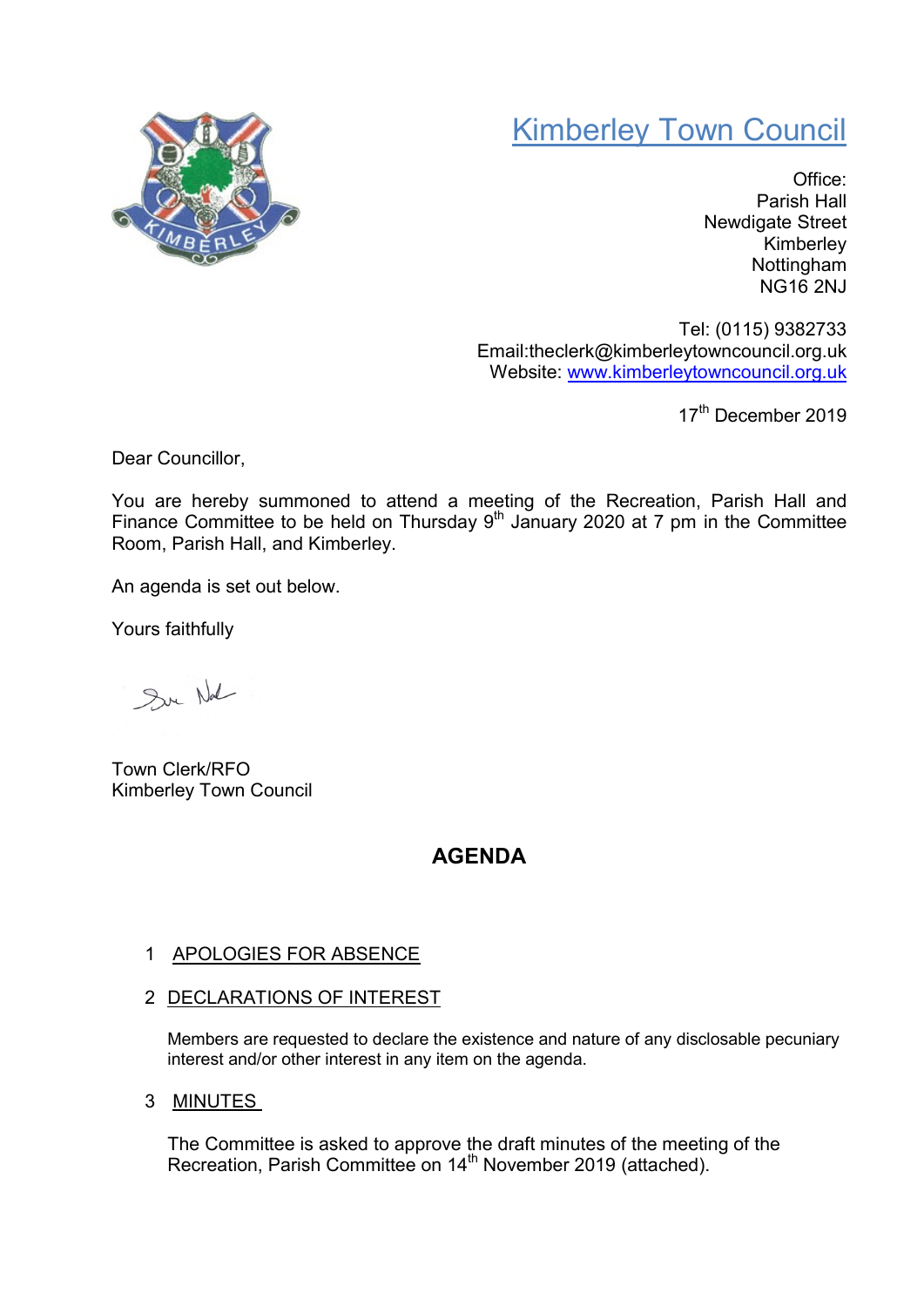# Kimberley Town Council

Office:
Parish Hall
Newdigate Street
Kimberley
Nottingham
NG16 2NJ

Tel: (0115) 9382733
Email:theclerk@kimberleytowncouncil.org.uk
Website: www.kimberleytowncouncil.org.uk

17th December 2019

Dear Councillor,

You are hereby summoned to attend a meeting of the Recreation, Parish Hall and Finance Committee to be held on Thursday 9th January 2020 at 7 pm in the Committee Room, Parish Hall, and Kimberley.

An agenda is set out below.

Yours faithfully

Town Clerk/RFO
Kimberley Town Council

## AGENDA

1 APOLOGIES FOR ABSENCE

2 DECLARATIONS OF INTEREST

Members are requested to declare the existence and nature of any disclosable pecuniary interest and/or other interest in any item on the agenda.

3 MINUTES

The Committee is asked to approve the draft minutes of the meeting of the Recreation, Parish Committee on 14th November 2019 (attached).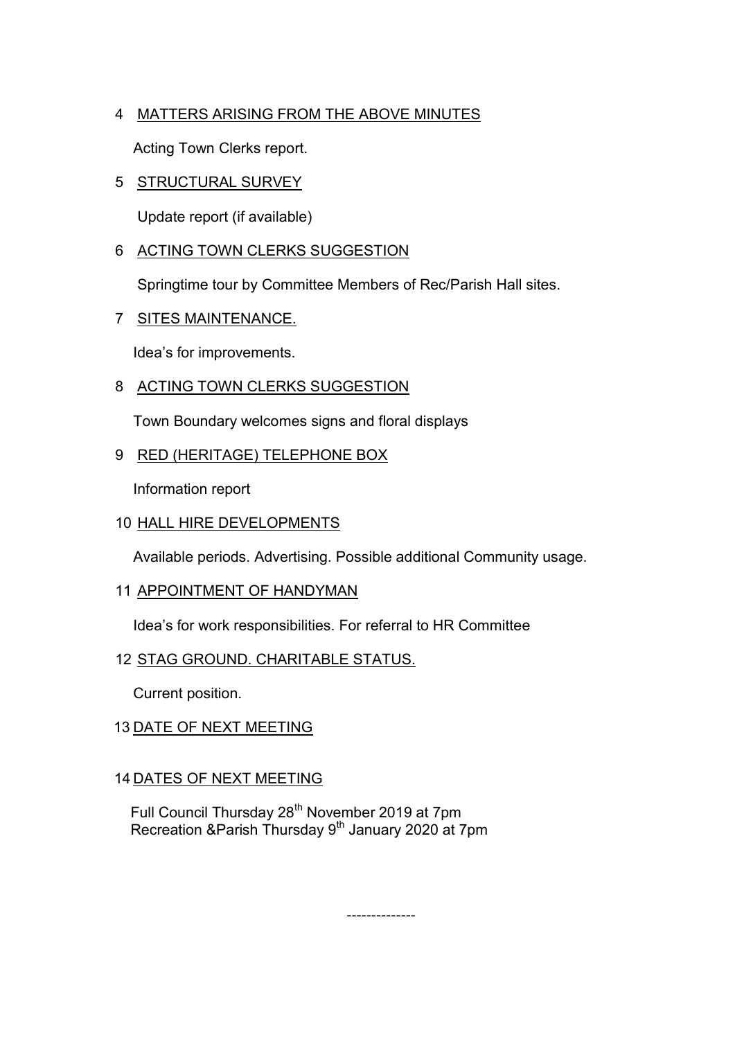4 MATTERS ARISING FROM THE ABOVE MINUTES

Acting Town Clerks report.

5 STRUCTURAL SURVEY

Update report (if available)

6 ACTING TOWN CLERKS SUGGESTION

Springtime tour by Committee Members of Rec/Parish Hall sites.

7 SITES MAINTENANCE.

Idea's for improvements.

8 ACTING TOWN CLERKS SUGGESTION

Town Boundary welcomes signs and floral displays

9 RED (HERITAGE) TELEPHONE BOX

Information report

10 HALL HIRE DEVELOPMENTS

Available periods. Advertising. Possible additional Community usage.

11 APPOINTMENT OF HANDYMAN

Idea's for work responsibilities. For referral to HR Committee

12 STAG GROUND. CHARITABLE STATUS.

Current position.

13 DATE OF NEXT MEETING

14 DATES OF NEXT MEETING

Full Council Thursday 28th November 2019 at 7pm
Recreation &Parish Thursday 9th January 2020 at 7pm

--------------